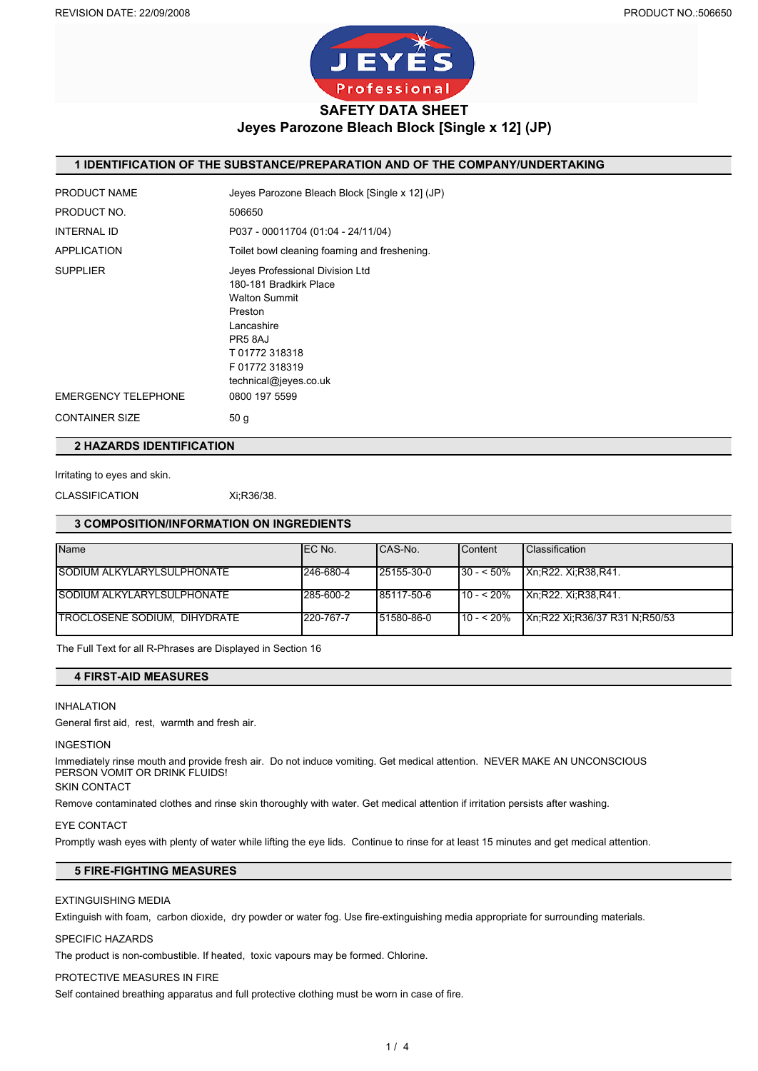# SAFETY DATA SHEET

## Jeyes Parozone Bleach Block [Single x 12] (JP)

## 1 IDENTIFICATION OF THE SUBSTANCE/PREPARATION AND OF THE COMPANY/UNDERTAKING

PRODUCT NAME: Jeyes Parozone Bleach Block [Single x 12] (JP)

PRODUCT NO.: 506650

INTERNAL ID: P037 - 00011704 (01:04 - 24/11/04)

APPLICATION: Toilet bowl cleaning foaming and freshening.

SUPPLIER:
Jeyes Professional Division Ltd
180-181 Bradkirk Place
Walton Summit
Preston
Lancashire
PR5 8AJ
T 01772 318318
F 01772 318319
technical@jeyes.co.uk

EMERGENCY TELEPHONE: 0800 197 5599

CONTAINER SIZE: 50 g

## 2 HAZARDS IDENTIFICATION

Irritating to eyes and skin.

CLASSIFICATION: Xi;R36/38.

## 3 COMPOSITION/INFORMATION ON INGREDIENTS

| Name | EC No. | CAS-No. | Content | Classification |
|---|---|---|---|---|
| SODIUM ALKYLARYLSULPHONATE | 246-680-4 | 25155-30-0 | 30 - < 50% | Xn;R22. Xi;R38,R41. |
| SODIUM ALKYLARYLSULPHONATE | 285-600-2 | 85117-50-6 | 10 - < 20% | Xn;R22. Xi;R38,R41. |
| TROCLOSENE SODIUM, DIHYDRATE | 220-767-7 | 51580-86-0 | 10 - < 20% | Xn;R22 Xi;R36/37 R31 N;R50/53 |

The Full Text for all R-Phrases are Displayed in Section 16

## 4 FIRST-AID MEASURES

INHALATION

General first aid, rest, warmth and fresh air.

INGESTION

Immediately rinse mouth and provide fresh air. Do not induce vomiting. Get medical attention. NEVER MAKE AN UNCONSCIOUS PERSON VOMIT OR DRINK FLUIDS!

SKIN CONTACT

Remove contaminated clothes and rinse skin thoroughly with water. Get medical attention if irritation persists after washing.

EYE CONTACT

Promptly wash eyes with plenty of water while lifting the eye lids. Continue to rinse for at least 15 minutes and get medical attention.

## 5 FIRE-FIGHTING MEASURES

EXTINGUISHING MEDIA

Extinguish with foam, carbon dioxide, dry powder or water fog. Use fire-extinguishing media appropriate for surrounding materials.

SPECIFIC HAZARDS

The product is non-combustible. If heated, toxic vapours may be formed. Chlorine.

PROTECTIVE MEASURES IN FIRE

Self contained breathing apparatus and full protective clothing must be worn in case of fire.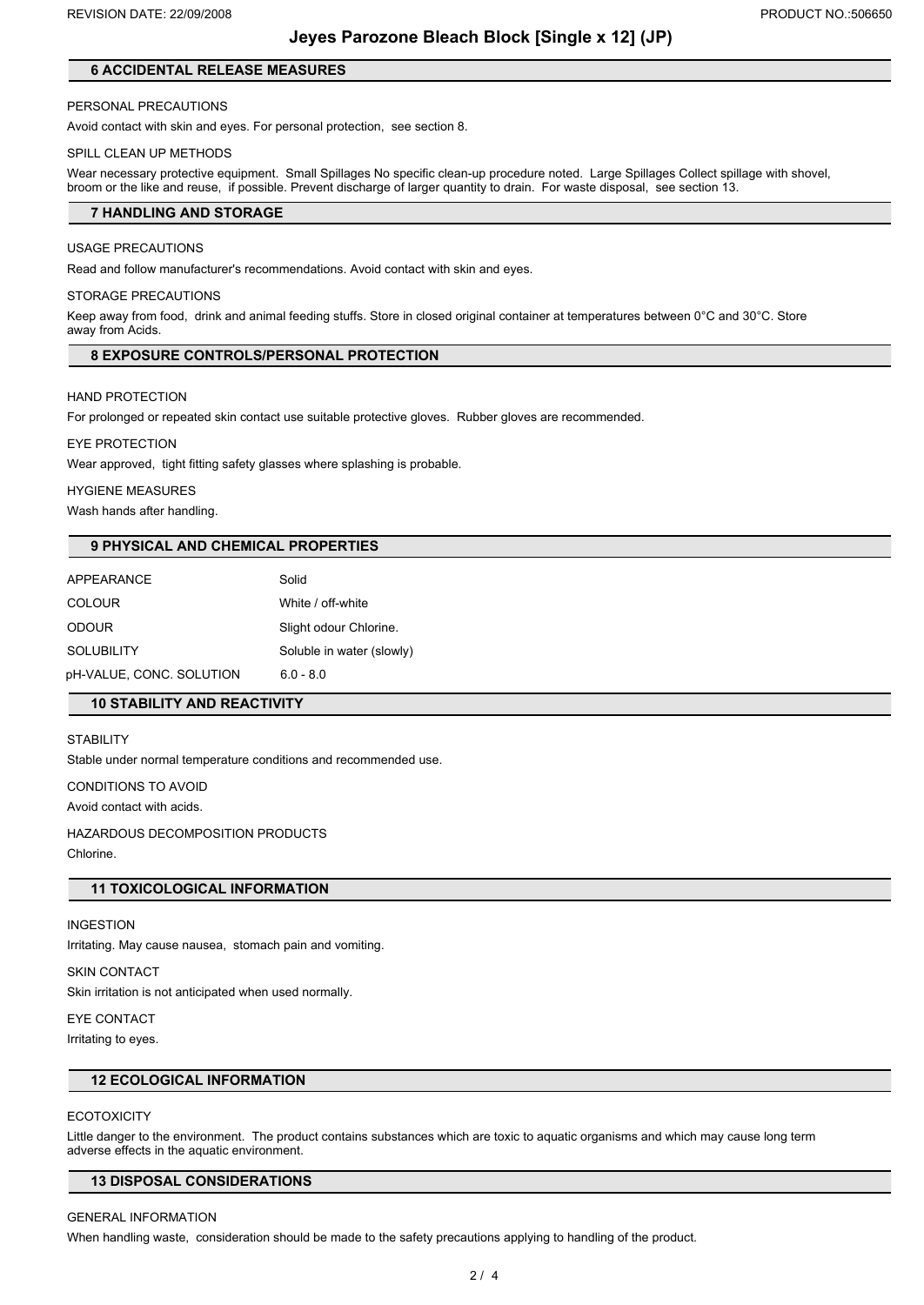## 6 ACCIDENTAL RELEASE MEASURES

PERSONAL PRECAUTIONS

Avoid contact with skin and eyes. For personal protection, see section 8.

SPILL CLEAN UP METHODS

Wear necessary protective equipment. Small Spillages No specific clean-up procedure noted. Large Spillages Collect spillage with shovel, broom or the like and reuse, if possible. Prevent discharge of larger quantity to drain. For waste disposal, see section 13.

## 7 HANDLING AND STORAGE

USAGE PRECAUTIONS

Read and follow manufacturer's recommendations. Avoid contact with skin and eyes.

STORAGE PRECAUTIONS

Keep away from food, drink and animal feeding stuffs. Store in closed original container at temperatures between 0°C and 30°C. Store away from Acids.

## 8 EXPOSURE CONTROLS/PERSONAL PROTECTION

HAND PROTECTION

For prolonged or repeated skin contact use suitable protective gloves. Rubber gloves are recommended.

EYE PROTECTION

Wear approved, tight fitting safety glasses where splashing is probable.

HYGIENE MEASURES

Wash hands after handling.

## 9 PHYSICAL AND CHEMICAL PROPERTIES

| | |
|---|---|
| APPEARANCE | Solid |
| COLOUR | White / off-white |
| ODOUR | Slight odour Chlorine. |
| SOLUBILITY | Soluble in water (slowly) |
| pH-VALUE, CONC. SOLUTION | 6.0 - 8.0 |

## 10 STABILITY AND REACTIVITY

STABILITY

Stable under normal temperature conditions and recommended use.

CONDITIONS TO AVOID

Avoid contact with acids.

HAZARDOUS DECOMPOSITION PRODUCTS

Chlorine.

## 11 TOXICOLOGICAL INFORMATION

INGESTION

Irritating. May cause nausea, stomach pain and vomiting.

SKIN CONTACT

Skin irritation is not anticipated when used normally.

EYE CONTACT

Irritating to eyes.

## 12 ECOLOGICAL INFORMATION

ECOTOXICITY

Little danger to the environment. The product contains substances which are toxic to aquatic organisms and which may cause long term adverse effects in the aquatic environment.

## 13 DISPOSAL CONSIDERATIONS

GENERAL INFORMATION

When handling waste, consideration should be made to the safety precautions applying to handling of the product.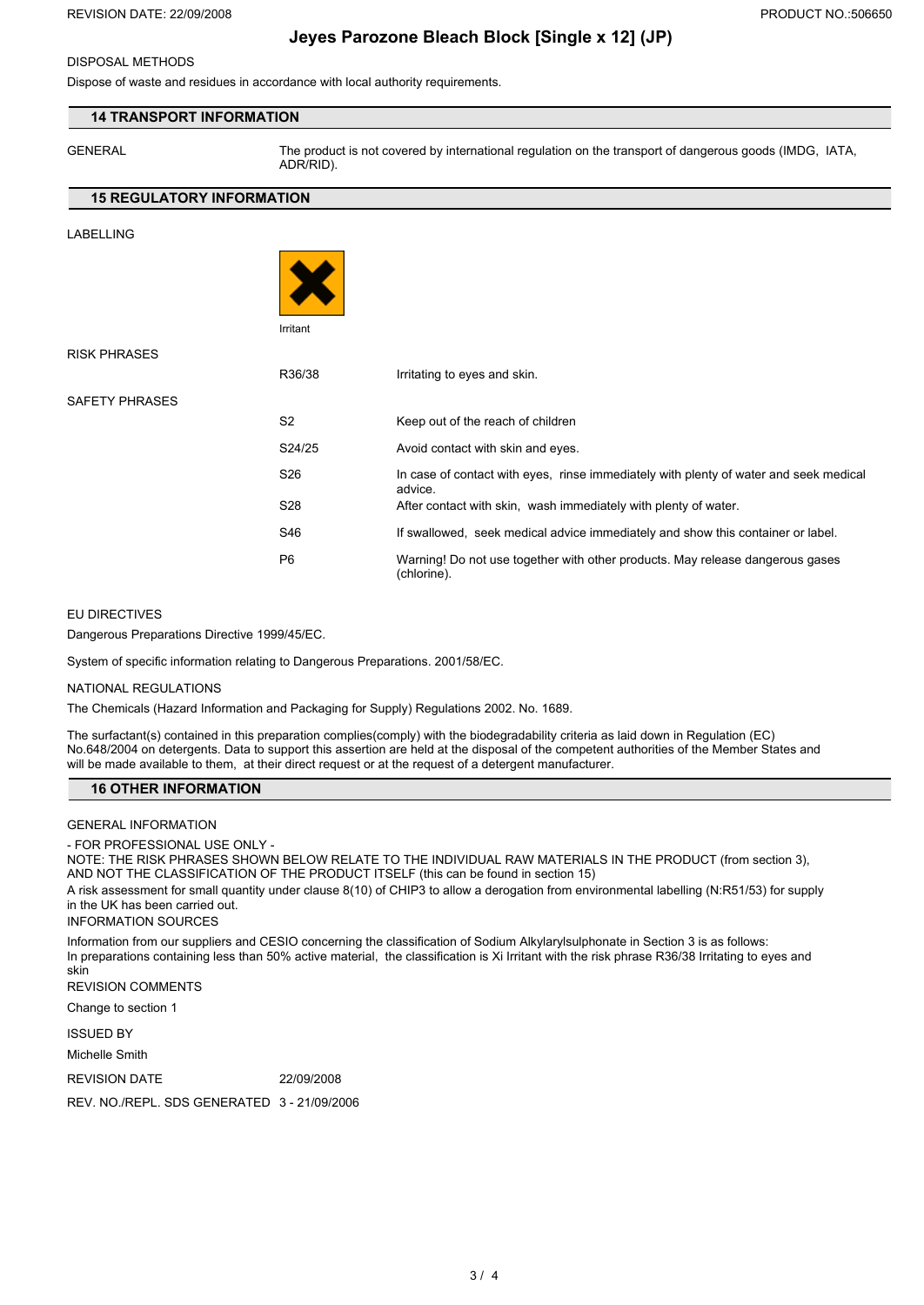DISPOSAL METHODS

Dispose of waste and residues in accordance with local authority requirements.

## 14 TRANSPORT INFORMATION

| | |
|---|---|
| GENERAL | The product is not covered by international regulation on the transport of dangerous goods (IMDG, IATA, ADR/RID). |

## 15 REGULATORY INFORMATION

LABELLING

Irritant

RISK PHRASES

| | |
|---|---|
| R36/38 | Irritating to eyes and skin. |

SAFETY PHRASES

| | |
|---|---|
| S2 | Keep out of the reach of children |
| S24/25 | Avoid contact with skin and eyes. |
| S26 | In case of contact with eyes, rinse immediately with plenty of water and seek medical advice. |
| S28 | After contact with skin, wash immediately with plenty of water. |
| S46 | If swallowed, seek medical advice immediately and show this container or label. |
| P6 | Warning! Do not use together with other products. May release dangerous gases (chlorine). |

EU DIRECTIVES

Dangerous Preparations Directive 1999/45/EC.

System of specific information relating to Dangerous Preparations. 2001/58/EC.

NATIONAL REGULATIONS

The Chemicals (Hazard Information and Packaging for Supply) Regulations 2002. No. 1689.

The surfactant(s) contained in this preparation complies(comply) with the biodegradability criteria as laid down in Regulation (EC) No.648/2004 on detergents. Data to support this assertion are held at the disposal of the competent authorities of the Member States and will be made available to them, at their direct request or at the request of a detergent manufacturer.

## 16 OTHER INFORMATION

GENERAL INFORMATION

- FOR PROFESSIONAL USE ONLY -

NOTE: THE RISK PHRASES SHOWN BELOW RELATE TO THE INDIVIDUAL RAW MATERIALS IN THE PRODUCT (from section 3), AND NOT THE CLASSIFICATION OF THE PRODUCT ITSELF (this can be found in section 15)

A risk assessment for small quantity under clause 8(10) of CHIP3 to allow a derogation from environmental labelling (N:R51/53) for supply in the UK has been carried out.

INFORMATION SOURCES

Information from our suppliers and CESIO concerning the classification of Sodium Alkylarylsulphonate in Section 3 is as follows: In preparations containing less than 50% active material, the classification is Xi Irritant with the risk phrase R36/38 Irritating to eyes and skin

REVISION COMMENTS

Change to section 1

ISSUED BY

Michelle Smith

| | |
|---|---|
| REVISION DATE | 22/09/2008 |
| REV. NO./REPL. SDS GENERATED | 3 - 21/09/2006 |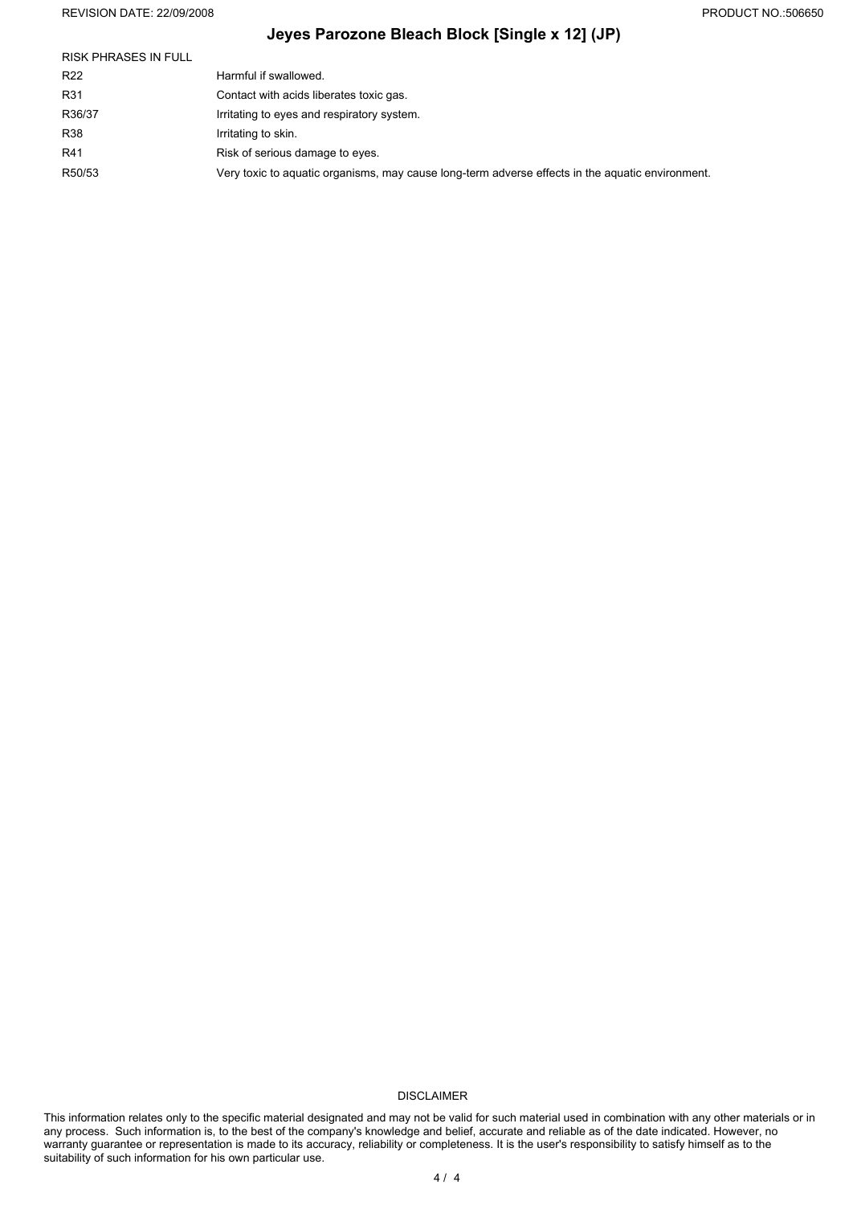RISK PHRASES IN FULL

| | |
|---|---|
| R22 | Harmful if swallowed. |
| R31 | Contact with acids liberates toxic gas. |
| R36/37 | Irritating to eyes and respiratory system. |
| R38 | Irritating to skin. |
| R41 | Risk of serious damage to eyes. |
| R50/53 | Very toxic to aquatic organisms, may cause long-term adverse effects in the aquatic environment. |

DISCLAIMER

This information relates only to the specific material designated and may not be valid for such material used in combination with any other materials or in any process. Such information is, to the best of the company's knowledge and belief, accurate and reliable as of the date indicated. However, no warranty guarantee or representation is made to its accuracy, reliability or completeness. It is the user's responsibility to satisfy himself as to the suitability of such information for his own particular use.